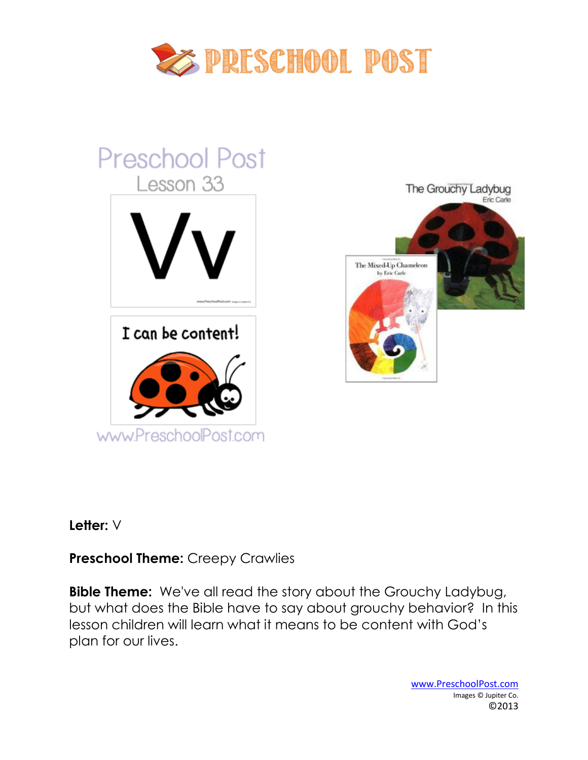# PRESCHOOL POST

Preschool Post

Lesson 33

Vv

I can be content!

www.PreschoolPost.com

The Grouchy Ladybug
Eric Carle

The Mixed-Up Chameleon
by Eric Carle

**Letter:** V

**Preschool Theme:** Creepy Crawlies

**Bible Theme:** We've all read the story about the Grouchy Ladybug, but what does the Bible have to say about grouchy behavior? In this lesson children will learn what it means to be content with God's plan for our lives.

www.PreschoolPost.com
Images © Jupiter Co.
©2013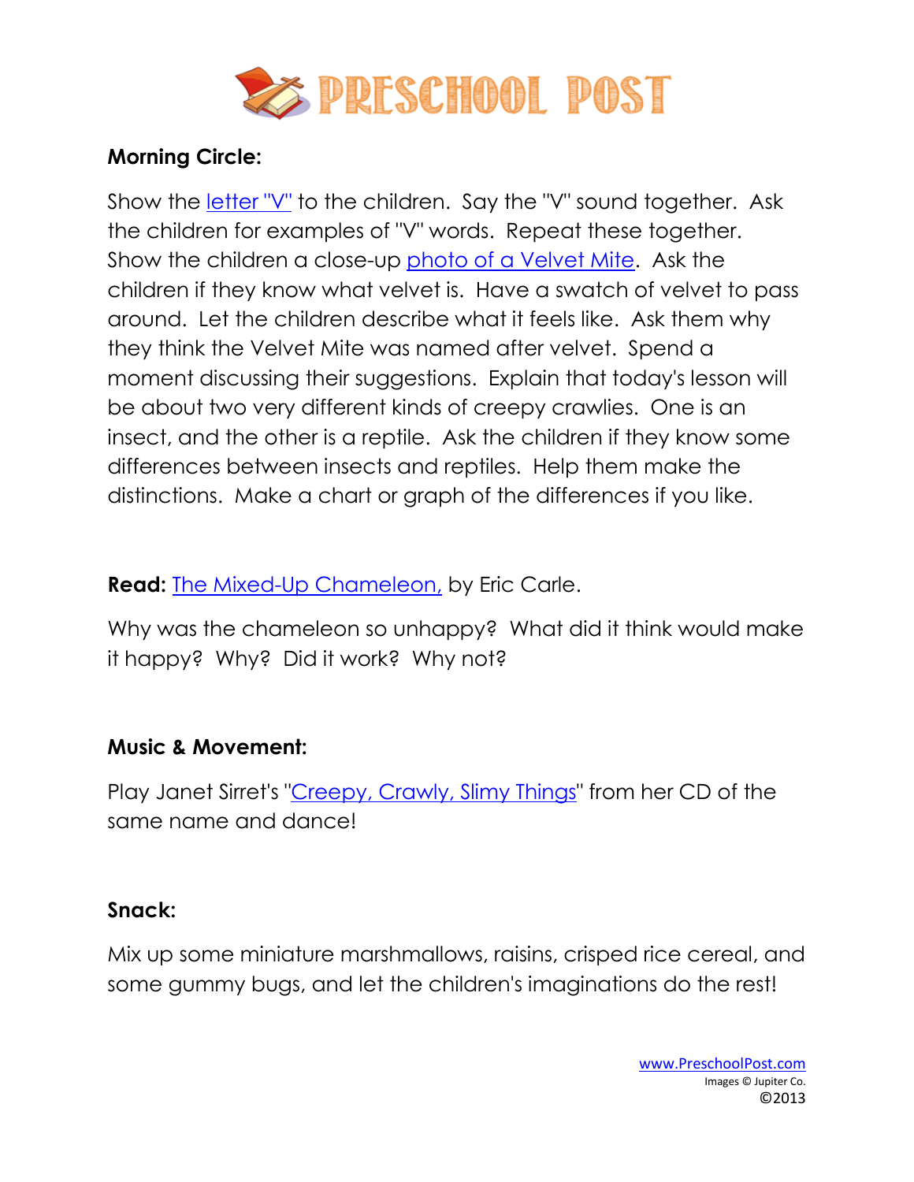**Morning Circle:**

Show the letter "V" to the children. Say the "V" sound together. Ask the children for examples of "V" words. Repeat these together. Show the children a close-up photo of a Velvet Mite. Ask the children if they know what velvet is. Have a swatch of velvet to pass around. Let the children describe what it feels like. Ask them why they think the Velvet Mite was named after velvet. Spend a moment discussing their suggestions. Explain that today's lesson will be about two very different kinds of creepy crawlies. One is an insect, and the other is a reptile. Ask the children if they know some differences between insects and reptiles. Help them make the distinctions. Make a chart or graph of the differences if you like.

**Read:** The Mixed-Up Chameleon, by Eric Carle.

Why was the chameleon so unhappy? What did it think would make it happy? Why? Did it work? Why not?

**Music & Movement:**

Play Janet Sirret's "Creepy, Crawly, Slimy Things" from her CD of the same name and dance!

**Snack:**

Mix up some miniature marshmallows, raisins, crisped rice cereal, and some gummy bugs, and let the children's imaginations do the rest!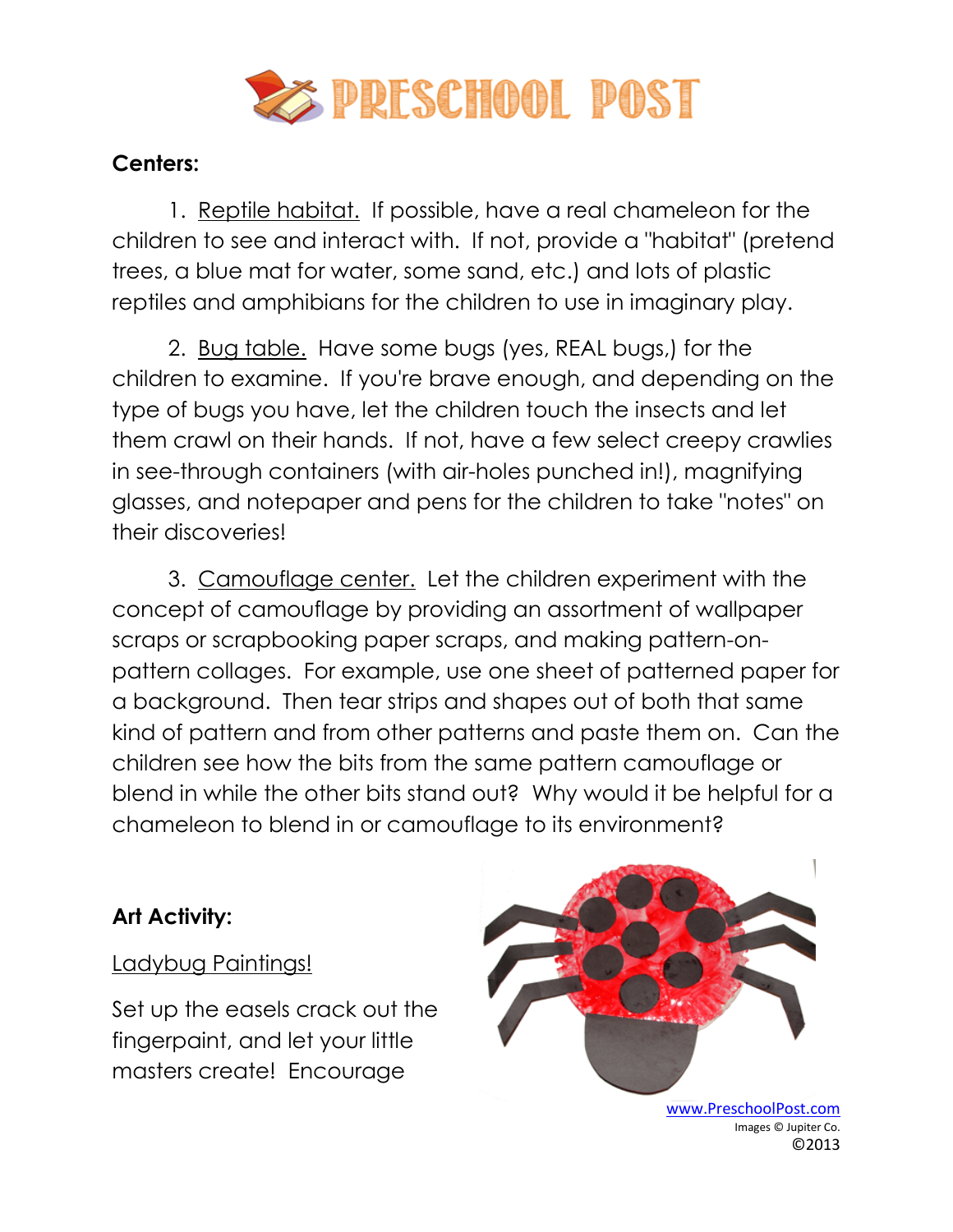**Centers:**

1. Reptile habitat. If possible, have a real chameleon for the children to see and interact with. If not, provide a "habitat" (pretend trees, a blue mat for water, some sand, etc.) and lots of plastic reptiles and amphibians for the children to use in imaginary play.

2. Bug table. Have some bugs (yes, REAL bugs,) for the children to examine. If you're brave enough, and depending on the type of bugs you have, let the children touch the insects and let them crawl on their hands. If not, have a few select creepy crawlies in see-through containers (with air-holes punched in!), magnifying glasses, and notepaper and pens for the children to take "notes" on their discoveries!

3. Camouflage center. Let the children experiment with the concept of camouflage by providing an assortment of wallpaper scraps or scrapbooking paper scraps, and making pattern-on-pattern collages. For example, use one sheet of patterned paper for a background. Then tear strips and shapes out of both that same kind of pattern and from other patterns and paste them on. Can the children see how the bits from the same pattern camouflage or blend in while the other bits stand out? Why would it be helpful for a chameleon to blend in or camouflage to its environment?

**Art Activity:**

Ladybug Paintings!

Set up the easels crack out the fingerpaint, and let your little masters create! Encourage

www.PreschoolPost.com
Images © Jupiter Co.
©2013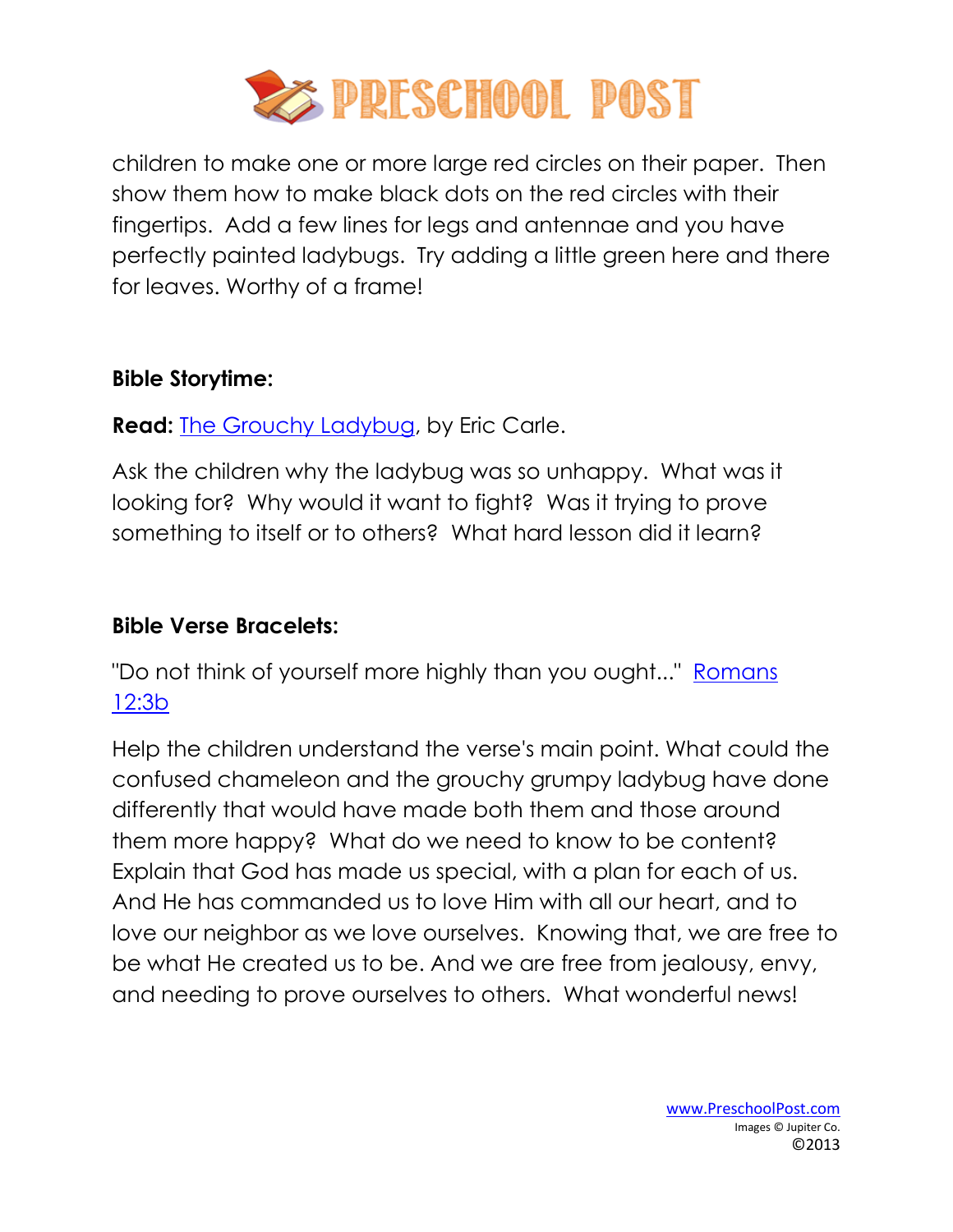children to make one or more large red circles on their paper. Then show them how to make black dots on the red circles with their fingertips. Add a few lines for legs and antennae and you have perfectly painted ladybugs. Try adding a little green here and there for leaves. Worthy of a frame!

**Bible Storytime:**

**Read:** The Grouchy Ladybug, by Eric Carle.

Ask the children why the ladybug was so unhappy. What was it looking for? Why would it want to fight? Was it trying to prove something to itself or to others? What hard lesson did it learn?

**Bible Verse Bracelets:**

"Do not think of yourself more highly than you ought..." Romans 12:3b

Help the children understand the verse's main point. What could the confused chameleon and the grouchy grumpy ladybug have done differently that would have made both them and those around them more happy? What do we need to know to be content? Explain that God has made us special, with a plan for each of us. And He has commanded us to love Him with all our heart, and to love our neighbor as we love ourselves. Knowing that, we are free to be what He created us to be. And we are free from jealousy, envy, and needing to prove ourselves to others. What wonderful news!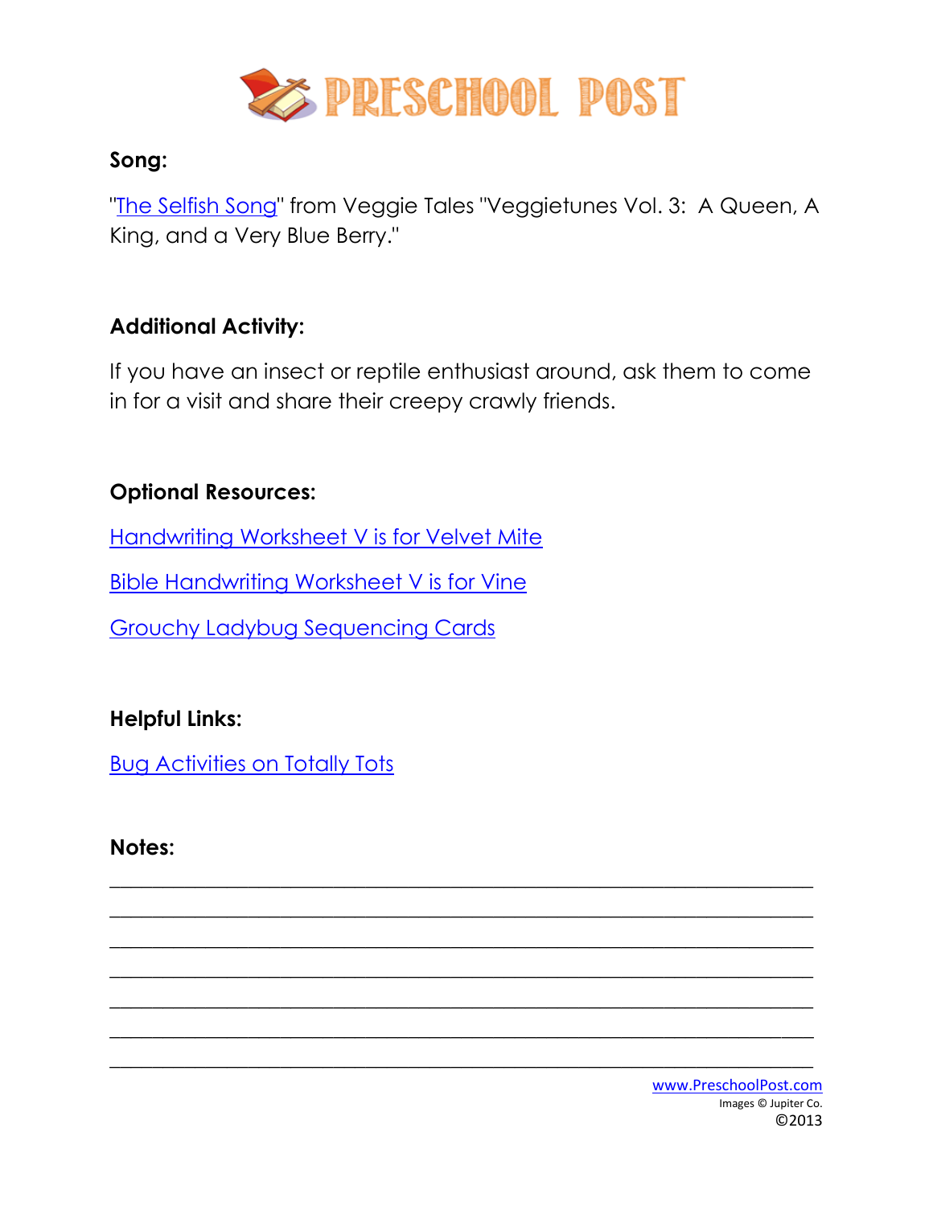**Song:**

"The Selfish Song" from Veggie Tales "Veggietunes Vol. 3: A Queen, A King, and a Very Blue Berry."

**Additional Activity:**

If you have an insect or reptile enthusiast around, ask them to come in for a visit and share their creepy crawly friends.

**Optional Resources:**

Handwriting Worksheet V is for Velvet Mite

Bible Handwriting Worksheet V is for Vine

Grouchy Ladybug Sequencing Cards

**Helpful Links:**

Bug Activities on Totally Tots

**Notes:**

\_\_\_\_\_\_\_\_\_\_\_\_\_\_\_\_\_\_\_\_\_\_\_\_\_\_\_\_\_\_\_\_\_\_\_\_\_\_\_\_\_\_\_\_\_\_\_\_\_\_\_\_\_\_\_\_\_\_\_\_

\_\_\_\_\_\_\_\_\_\_\_\_\_\_\_\_\_\_\_\_\_\_\_\_\_\_\_\_\_\_\_\_\_\_\_\_\_\_\_\_\_\_\_\_\_\_\_\_\_\_\_\_\_\_\_\_\_\_\_\_

\_\_\_\_\_\_\_\_\_\_\_\_\_\_\_\_\_\_\_\_\_\_\_\_\_\_\_\_\_\_\_\_\_\_\_\_\_\_\_\_\_\_\_\_\_\_\_\_\_\_\_\_\_\_\_\_\_\_\_\_

\_\_\_\_\_\_\_\_\_\_\_\_\_\_\_\_\_\_\_\_\_\_\_\_\_\_\_\_\_\_\_\_\_\_\_\_\_\_\_\_\_\_\_\_\_\_\_\_\_\_\_\_\_\_\_\_\_\_\_\_

\_\_\_\_\_\_\_\_\_\_\_\_\_\_\_\_\_\_\_\_\_\_\_\_\_\_\_\_\_\_\_\_\_\_\_\_\_\_\_\_\_\_\_\_\_\_\_\_\_\_\_\_\_\_\_\_\_\_\_\_

\_\_\_\_\_\_\_\_\_\_\_\_\_\_\_\_\_\_\_\_\_\_\_\_\_\_\_\_\_\_\_\_\_\_\_\_\_\_\_\_\_\_\_\_\_\_\_\_\_\_\_\_\_\_\_\_\_\_\_\_

\_\_\_\_\_\_\_\_\_\_\_\_\_\_\_\_\_\_\_\_\_\_\_\_\_\_\_\_\_\_\_\_\_\_\_\_\_\_\_\_\_\_\_\_\_\_\_\_\_\_\_\_\_\_\_\_\_\_\_\_

www.PreschoolPost.com
Images © Jupiter Co.
©2013